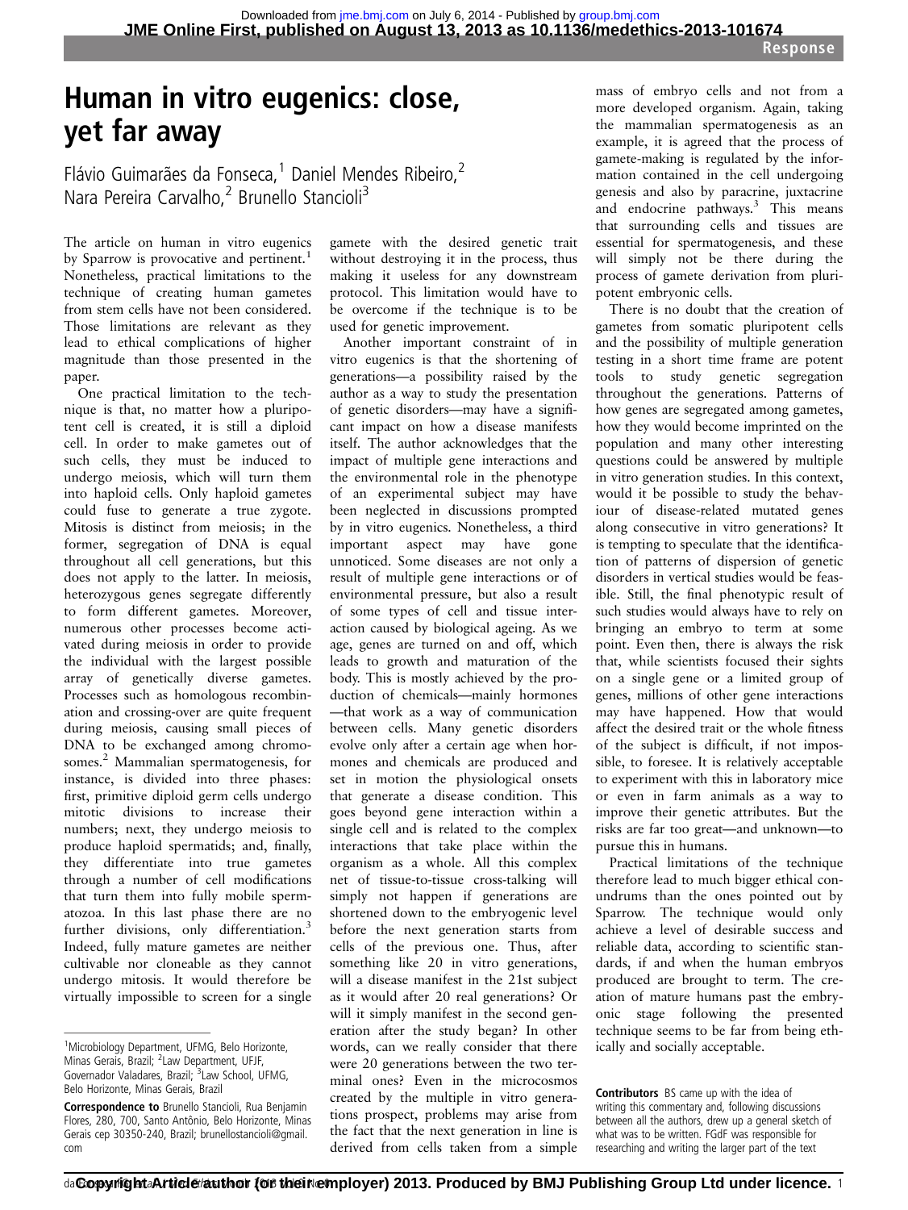# Human in vitro eugenics: close, yet far away

Flávio Guimarães da Fonseca,[1] Daniel Mendes Ribeiro,[2] Nara Pereira Carvalho,[2] Brunello Stancioli[3]

The article on human in vitro eugenics by Sparrow is provocative and pertinent.[1] Nonetheless, practical limitations to the technique of creating human gametes from stem cells have not been considered. Those limitations are relevant as they lead to ethical complications of higher magnitude than those presented in the paper.

One practical limitation to the technique is that, no matter how a pluripotent cell is created, it is still a diploid cell. In order to make gametes out of such cells, they must be induced to undergo meiosis, which will turn them into haploid cells. Only haploid gametes could fuse to generate a true zygote. Mitosis is distinct from meiosis; in the former, segregation of DNA is equal throughout all cell generations, but this does not apply to the latter. In meiosis, heterozygous genes segregate differently to form different gametes. Moreover, numerous other processes become activated during meiosis in order to provide the individual with the largest possible array of genetically diverse gametes. Processes such as homologous recombination and crossing-over are quite frequent during meiosis, causing small pieces of DNA to be exchanged among chromosomes.[2] Mammalian spermatogenesis, for instance, is divided into three phases: first, primitive diploid germ cells undergo mitotic divisions to increase their numbers; next, they undergo meiosis to produce haploid spermatids; and, finally, they differentiate into true gametes through a number of cell modifications that turn them into fully mobile spermatozoa. In this last phase there are no further divisions, only differentiation.[3] Indeed, fully mature gametes are neither cultivable nor cloneable as they cannot undergo mitosis. It would therefore be virtually impossible to screen for a single gamete with the desired genetic trait without destroying it in the process, thus making it useless for any downstream protocol. This limitation would have to be overcome if the technique is to be used for genetic improvement.

Another important constraint of in vitro eugenics is that the shortening of generations—a possibility raised by the author as a way to study the presentation of genetic disorders—may have a significant impact on how a disease manifests itself. The author acknowledges that the impact of multiple gene interactions and the environmental role in the phenotype of an experimental subject may have been neglected in discussions prompted by in vitro eugenics. Nonetheless, a third important aspect may have gone unnoticed. Some diseases are not only a result of multiple gene interactions or of environmental pressure, but also a result of some types of cell and tissue interaction caused by biological ageing. As we age, genes are turned on and off, which leads to growth and maturation of the body. This is mostly achieved by the production of chemicals—mainly hormones—that work as a way of communication between cells. Many genetic disorders evolve only after a certain age when hormones and chemicals are produced and set in motion the physiological onsets that generate a disease condition. This goes beyond gene interaction within a single cell and is related to the complex interactions that take place within the organism as a whole. All this complex net of tissue-to-tissue cross-talking will simply not happen if generations are shortened down to the embryogenic level before the next generation starts from cells of the previous one. Thus, after something like 20 in vitro generations, will a disease manifest in the 21st subject as it would after 20 real generations? Or will it simply manifest in the second generation after the study began? In other words, can we really consider that there were 20 generations between the two terminal ones? Even in the microcosmos created by the multiple in vitro generations prospect, problems may arise from the fact that the next generation in line is derived from cells taken from a simple mass of embryo cells and not from a more developed organism. Again, taking the mammalian spermatogenesis as an example, it is agreed that the process of gamete-making is regulated by the information contained in the cell undergoing genesis and also by paracrine, juxtacrine and endocrine pathways.[3] This means that surrounding cells and tissues are essential for spermatogenesis, and these will simply not be there during the process of gamete derivation from pluripotent embryonic cells.

There is no doubt that the creation of gametes from somatic pluripotent cells and the possibility of multiple generation testing in a short time frame are potent tools to study genetic segregation throughout the generations. Patterns of how genes are segregated among gametes, how they would become imprinted on the population and many other interesting questions could be answered by multiple in vitro generation studies. In this context, would it be possible to study the behaviour of disease-related mutated genes along consecutive in vitro generations? It is tempting to speculate that the identification of patterns of dispersion of genetic disorders in vertical studies would be feasible. Still, the final phenotypic result of such studies would always have to rely on bringing an embryo to term at some point. Even then, there is always the risk that, while scientists focused their sights on a single gene or a limited group of genes, millions of other gene interactions may have happened. How that would affect the desired trait or the whole fitness of the subject is difficult, if not impossible, to foresee. It is relatively acceptable to experiment with this in laboratory mice or even in farm animals as a way to improve their genetic attributes. But the risks are far too great—and unknown—to pursue this in humans.

Practical limitations of the technique therefore lead to much bigger ethical conundrums than the ones pointed out by Sparrow. The technique would only achieve a level of desirable success and reliable data, according to scientific standards, if and when the human embryos produced are brought to term. The creation of mature humans past the embryonic stage following the presented technique seems to be far from being ethically and socially acceptable.

**Contributors** BS came up with the idea of writing this commentary and, following discussions between all the authors, drew up a general sketch of what was to be written. FGdF was responsible for researching and writing the larger part of the text

[1]Microbiology Department, UFMG, Belo Horizonte, Minas Gerais, Brazil; [2]Law Department, UFJF, Governador Valadares, Brazil; [3]Law School, UFMG, Belo Horizonte, Minas Gerais, Brazil

**Correspondence to** Brunello Stancioli, Rua Benjamin Flores, 280, 700, Santo Antônio, Belo Horizonte, Minas Gerais cep 30350-240, Brazil; brunellostancioli@gmail.com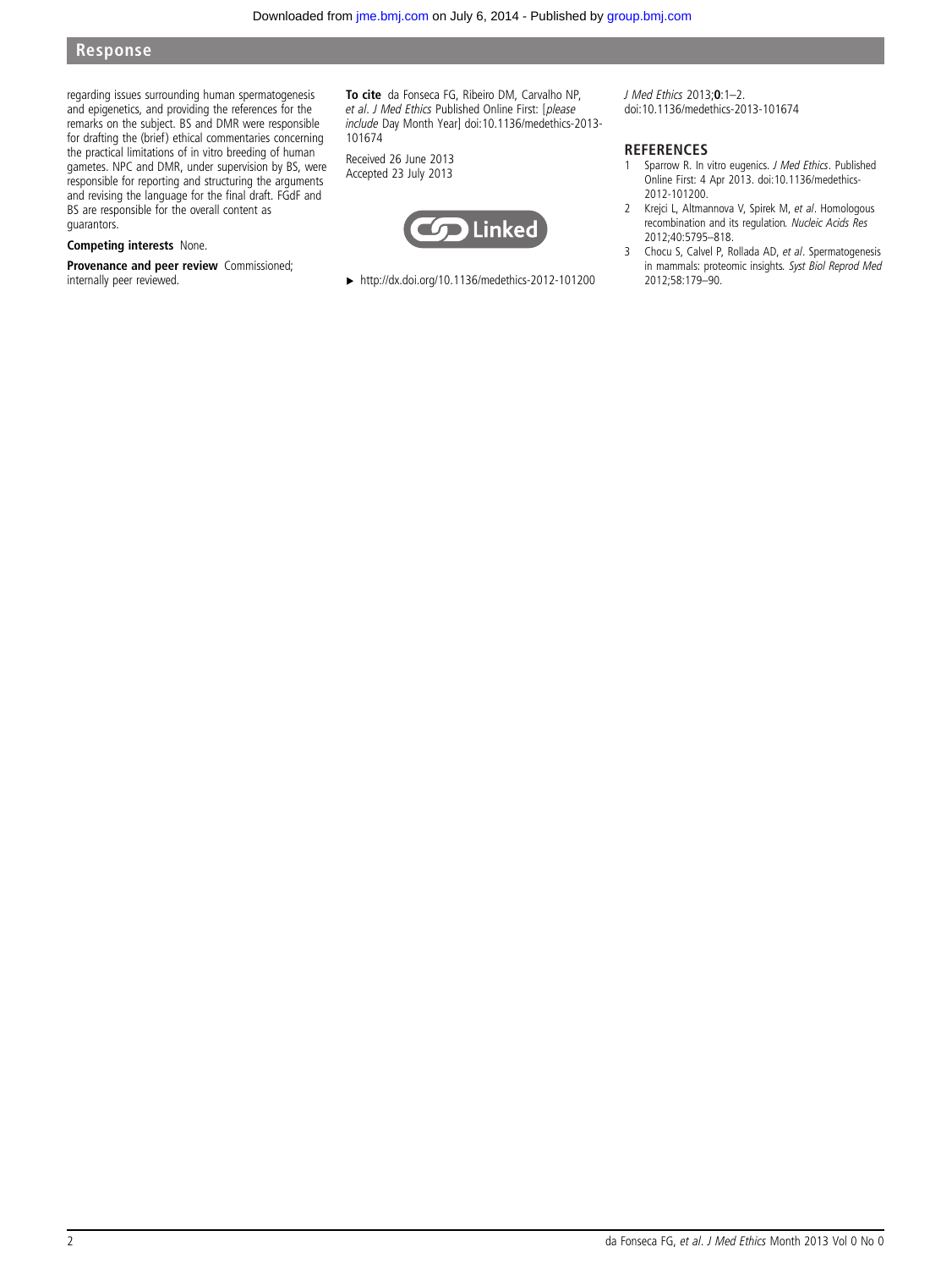regarding issues surrounding human spermatogenesis and epigenetics, and providing the references for the remarks on the subject. BS and DMR were responsible for drafting the (brief) ethical commentaries concerning the practical limitations of in vitro breeding of human gametes. NPC and DMR, under supervision by BS, were responsible for reporting and structuring the arguments and revising the language for the final draft. FGdF and BS are responsible for the overall content as guarantors.

**Competing interests** None.

**Provenance and peer review** Commissioned; internally peer reviewed.

**To cite** da Fonseca FG, Ribeiro DM, Carvalho NP, *et al*. *J Med Ethics* Published Online First: [*please include* Day Month Year] doi:10.1136/medethics-2013-101674

Received 26 June 2013
Accepted 23 July 2013

Linked

► http://dx.doi.org/10.1136/medethics-2012-101200

*J Med Ethics* 2013;**0**:1–2.
doi:10.1136/medethics-2013-101674

## REFERENCES

1. Sparrow R. In vitro eugenics. *J Med Ethics*. Published Online First: 4 Apr 2013. doi:10.1136/medethics-2012-101200.
2. Krejci L, Altmannova V, Spirek M, *et al*. Homologous recombination and its regulation. *Nucleic Acids Res* 2012;40:5795–818.
3. Chocu S, Calvel P, Rollada AD, *et al*. Spermatogenesis in mammals: proteomic insights. *Syst Biol Reprod Med* 2012;58:179–90.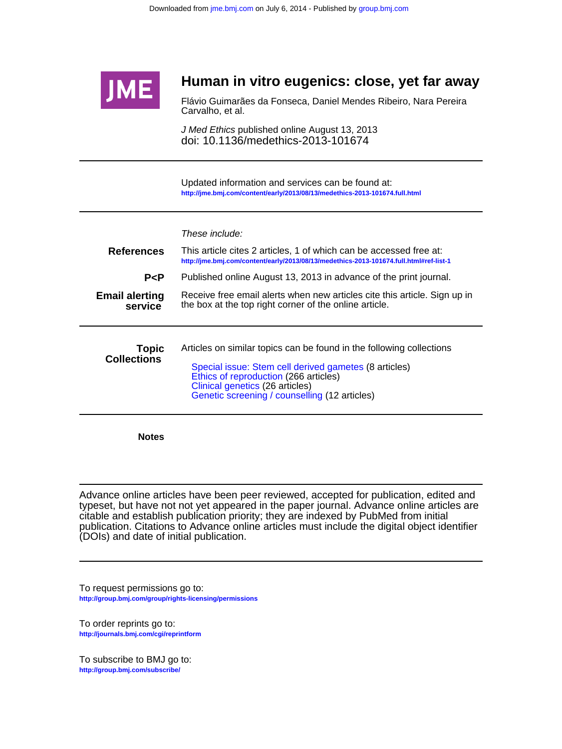# Human in vitro eugenics: close, yet far away

Flávio Guimarães da Fonseca, Daniel Mendes Ribeiro, Nara Pereira Carvalho, et al.

*J Med Ethics* published online August 13, 2013
doi: 10.1136/medethics-2013-101674

---

Updated information and services can be found at:
http://jme.bmj.com/content/early/2013/08/13/medethics-2013-101674.full.html

---

*These include:*

**References** This article cites 2 articles, 1 of which can be accessed free at:
http://jme.bmj.com/content/early/2013/08/13/medethics-2013-101674.full.html#ref-list-1

**P<P** Published online August 13, 2013 in advance of the print journal.

**Email alerting service** Receive free email alerts when new articles cite this article. Sign up in the box at the top right corner of the online article.

---

**Topic Collections** Articles on similar topics can be found in the following collections

- Special issue: Stem cell derived gametes (8 articles)
- Ethics of reproduction (266 articles)
- Clinical genetics (26 articles)
- Genetic screening / counselling (12 articles)

---

**Notes**

---

Advance online articles have been peer reviewed, accepted for publication, edited and typeset, but have not not yet appeared in the paper journal. Advance online articles are citable and establish publication priority; they are indexed by PubMed from initial publication. Citations to Advance online articles must include the digital object identifier (DOIs) and date of initial publication.

---

To request permissions go to:
http://group.bmj.com/group/rights-licensing/permissions

To order reprints go to:
http://journals.bmj.com/cgi/reprintform

To subscribe to BMJ go to:
http://group.bmj.com/subscribe/